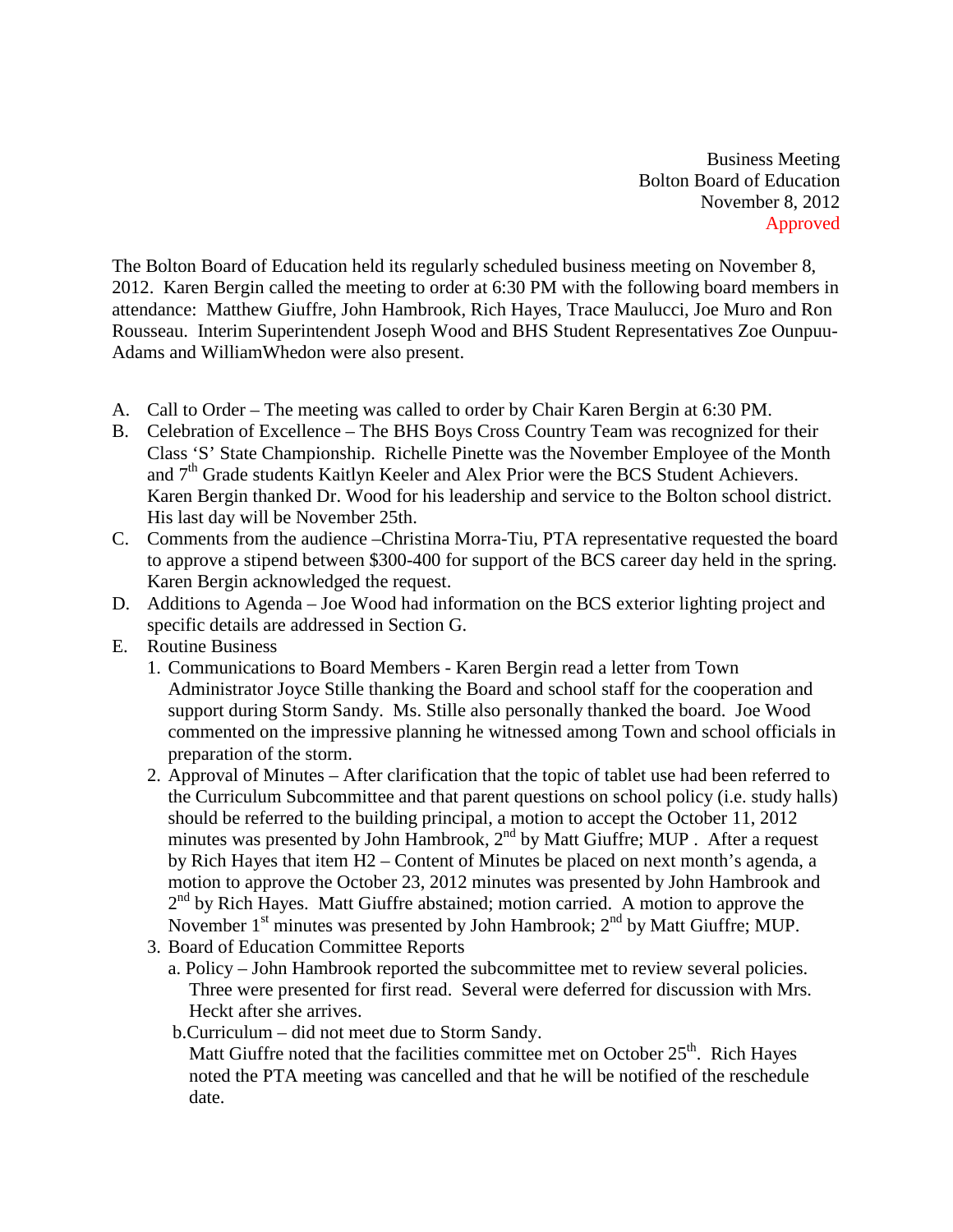Business Meeting
Bolton Board of Education
November 8, 2012
Approved

The Bolton Board of Education held its regularly scheduled business meeting on November 8, 2012. Karen Bergin called the meeting to order at 6:30 PM with the following board members in attendance: Matthew Giuffre, John Hambrook, Rich Hayes, Trace Maulucci, Joe Muro and Ron Rousseau. Interim Superintendent Joseph Wood and BHS Student Representatives Zoe Ounpuu-Adams and WilliamWhedon were also present.

A. Call to Order – The meeting was called to order by Chair Karen Bergin at 6:30 PM.
B. Celebration of Excellence – The BHS Boys Cross Country Team was recognized for their Class 'S' State Championship. Richelle Pinette was the November Employee of the Month and 7th Grade students Kaitlyn Keeler and Alex Prior were the BCS Student Achievers. Karen Bergin thanked Dr. Wood for his leadership and service to the Bolton school district. His last day will be November 25th.
C. Comments from the audience –Christina Morra-Tiu, PTA representative requested the board to approve a stipend between $300-400 for support of the BCS career day held in the spring. Karen Bergin acknowledged the request.
D. Additions to Agenda – Joe Wood had information on the BCS exterior lighting project and specific details are addressed in Section G.
E. Routine Business
   1. Communications to Board Members - Karen Bergin read a letter from Town Administrator Joyce Stille thanking the Board and school staff for the cooperation and support during Storm Sandy. Ms. Stille also personally thanked the board. Joe Wood commented on the impressive planning he witnessed among Town and school officials in preparation of the storm.
   2. Approval of Minutes – After clarification that the topic of tablet use had been referred to the Curriculum Subcommittee and that parent questions on school policy (i.e. study halls) should be referred to the building principal, a motion to accept the October 11, 2012 minutes was presented by John Hambrook, 2nd by Matt Giuffre; MUP . After a request by Rich Hayes that item H2 – Content of Minutes be placed on next month's agenda, a motion to approve the October 23, 2012 minutes was presented by John Hambrook and 2nd by Rich Hayes. Matt Giuffre abstained; motion carried. A motion to approve the November 1st minutes was presented by John Hambrook; 2nd by Matt Giuffre; MUP.
   3. Board of Education Committee Reports
      a. Policy – John Hambrook reported the subcommittee met to review several policies. Three were presented for first read. Several were deferred for discussion with Mrs. Heckt after she arrives.
      b. Curriculum – did not meet due to Storm Sandy.
      Matt Giuffre noted that the facilities committee met on October 25th. Rich Hayes noted the PTA meeting was cancelled and that he will be notified of the reschedule date.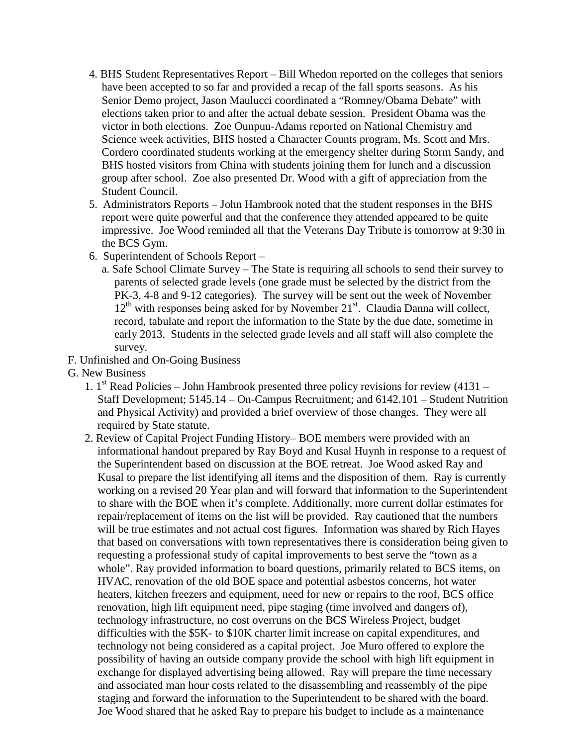4. BHS Student Representatives Report – Bill Whedon reported on the colleges that seniors have been accepted to so far and provided a recap of the fall sports seasons. As his Senior Demo project, Jason Maulucci coordinated a "Romney/Obama Debate" with elections taken prior to and after the actual debate session. President Obama was the victor in both elections. Zoe Ounpuu-Adams reported on National Chemistry and Science week activities, BHS hosted a Character Counts program, Ms. Scott and Mrs. Cordero coordinated students working at the emergency shelter during Storm Sandy, and BHS hosted visitors from China with students joining them for lunch and a discussion group after school. Zoe also presented Dr. Wood with a gift of appreciation from the Student Council.
5. Administrators Reports – John Hambrook noted that the student responses in the BHS report were quite powerful and that the conference they attended appeared to be quite impressive. Joe Wood reminded all that the Veterans Day Tribute is tomorrow at 9:30 in the BCS Gym.
6. Superintendent of Schools Report –
   a. Safe School Climate Survey – The State is requiring all schools to send their survey to parents of selected grade levels (one grade must be selected by the district from the PK-3, 4-8 and 9-12 categories). The survey will be sent out the week of November 12th with responses being asked for by November 21st. Claudia Danna will collect, record, tabulate and report the information to the State by the due date, sometime in early 2013. Students in the selected grade levels and all staff will also complete the survey.

F. Unfinished and On-Going Business

G. New Business

1. 1st Read Policies – John Hambrook presented three policy revisions for review (4131 – Staff Development; 5145.14 – On-Campus Recruitment; and 6142.101 – Student Nutrition and Physical Activity) and provided a brief overview of those changes. They were all required by State statute.
2. Review of Capital Project Funding History– BOE members were provided with an informational handout prepared by Ray Boyd and Kusal Huynh in response to a request of the Superintendent based on discussion at the BOE retreat. Joe Wood asked Ray and Kusal to prepare the list identifying all items and the disposition of them. Ray is currently working on a revised 20 Year plan and will forward that information to the Superintendent to share with the BOE when it's complete. Additionally, more current dollar estimates for repair/replacement of items on the list will be provided. Ray cautioned that the numbers will be true estimates and not actual cost figures. Information was shared by Rich Hayes that based on conversations with town representatives there is consideration being given to requesting a professional study of capital improvements to best serve the "town as a whole". Ray provided information to board questions, primarily related to BCS items, on HVAC, renovation of the old BOE space and potential asbestos concerns, hot water heaters, kitchen freezers and equipment, need for new or repairs to the roof, BCS office renovation, high lift equipment need, pipe staging (time involved and dangers of), technology infrastructure, no cost overruns on the BCS Wireless Project, budget difficulties with the $5K- to $10K charter limit increase on capital expenditures, and technology not being considered as a capital project. Joe Muro offered to explore the possibility of having an outside company provide the school with high lift equipment in exchange for displayed advertising being allowed. Ray will prepare the time necessary and associated man hour costs related to the disassembling and reassembly of the pipe staging and forward the information to the Superintendent to be shared with the board. Joe Wood shared that he asked Ray to prepare his budget to include as a maintenance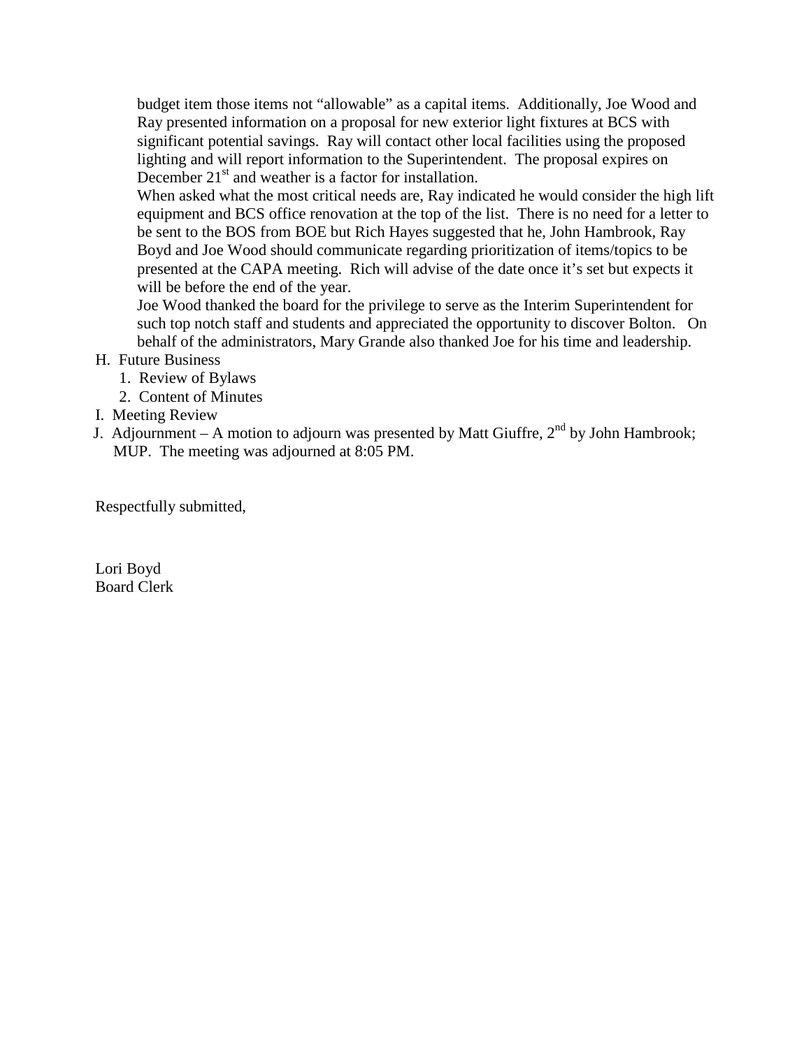budget item those items not "allowable" as a capital items. Additionally, Joe Wood and Ray presented information on a proposal for new exterior light fixtures at BCS with significant potential savings. Ray will contact other local facilities using the proposed lighting and will report information to the Superintendent. The proposal expires on December 21st and weather is a factor for installation.

When asked what the most critical needs are, Ray indicated he would consider the high lift equipment and BCS office renovation at the top of the list. There is no need for a letter to be sent to the BOS from BOE but Rich Hayes suggested that he, John Hambrook, Ray Boyd and Joe Wood should communicate regarding prioritization of items/topics to be presented at the CAPA meeting. Rich will advise of the date once it's set but expects it will be before the end of the year.

Joe Wood thanked the board for the privilege to serve as the Interim Superintendent for such top notch staff and students and appreciated the opportunity to discover Bolton. On behalf of the administrators, Mary Grande also thanked Joe for his time and leadership.

H. Future Business
   1. Review of Bylaws
   2. Content of Minutes

I. Meeting Review

J. Adjournment – A motion to adjourn was presented by Matt Giuffre, 2nd by John Hambrook; MUP. The meeting was adjourned at 8:05 PM.

Respectfully submitted,

Lori Boyd
Board Clerk